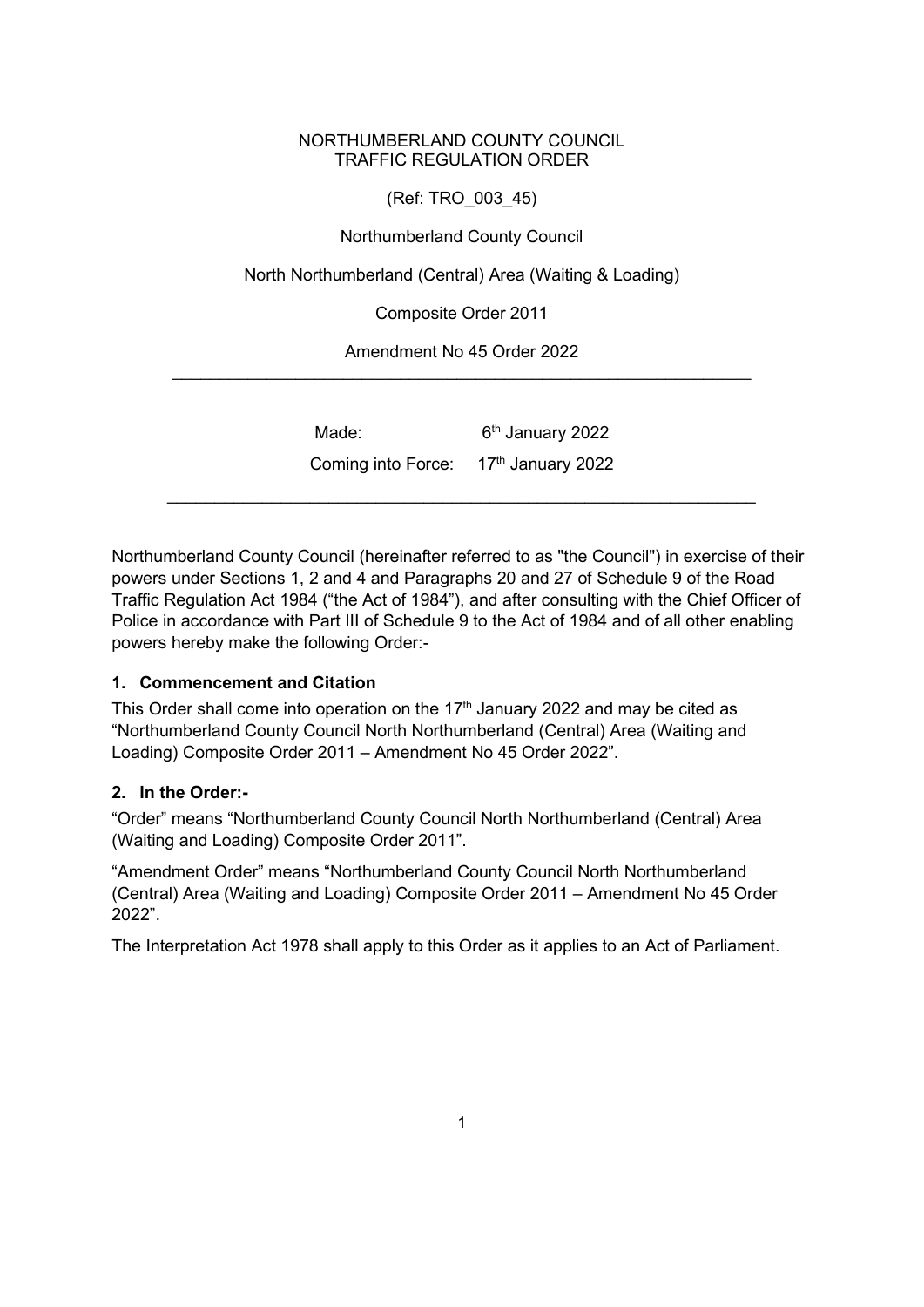NORTHUMBERLAND COUNTY COUNCIL
TRAFFIC REGULATION ORDER

(Ref: TRO_003_45)

Northumberland County Council

North Northumberland (Central) Area (Waiting & Loading)

Composite Order 2011

Amendment No 45 Order 2022

---

Made: 6th January 2022

Coming into Force: 17th January 2022

---

Northumberland County Council (hereinafter referred to as "the Council") in exercise of their powers under Sections 1, 2 and 4 and Paragraphs 20 and 27 of Schedule 9 of the Road Traffic Regulation Act 1984 ("the Act of 1984"), and after consulting with the Chief Officer of Police in accordance with Part III of Schedule 9 to the Act of 1984 and of all other enabling powers hereby make the following Order:-

## 1. Commencement and Citation

This Order shall come into operation on the 17th January 2022 and may be cited as "Northumberland County Council North Northumberland (Central) Area (Waiting and Loading) Composite Order 2011 – Amendment No 45 Order 2022".

## 2. In the Order:-

"Order" means "Northumberland County Council North Northumberland (Central) Area (Waiting and Loading) Composite Order 2011".

"Amendment Order" means "Northumberland County Council North Northumberland (Central) Area (Waiting and Loading) Composite Order 2011 – Amendment No 45 Order 2022".

The Interpretation Act 1978 shall apply to this Order as it applies to an Act of Parliament.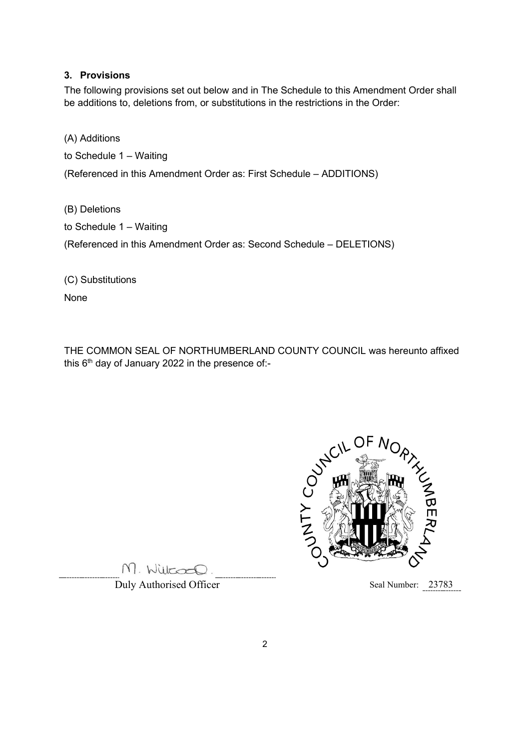### 3. Provisions

The following provisions set out below and in The Schedule to this Amendment Order shall be additions to, deletions from, or substitutions in the restrictions in the Order:

(A) Additions

to Schedule 1 – Waiting

(Referenced in this Amendment Order as: First Schedule – ADDITIONS)

(B) Deletions

to Schedule 1 – Waiting

(Referenced in this Amendment Order as: Second Schedule – DELETIONS)

(C) Substitutions

None

THE COMMON SEAL OF NORTHUMBERLAND COUNTY COUNCIL was hereunto affixed this 6th day of January 2022 in the presence of:-

M. Wilcocd.

Duly Authorised Officer

Seal Number: 23783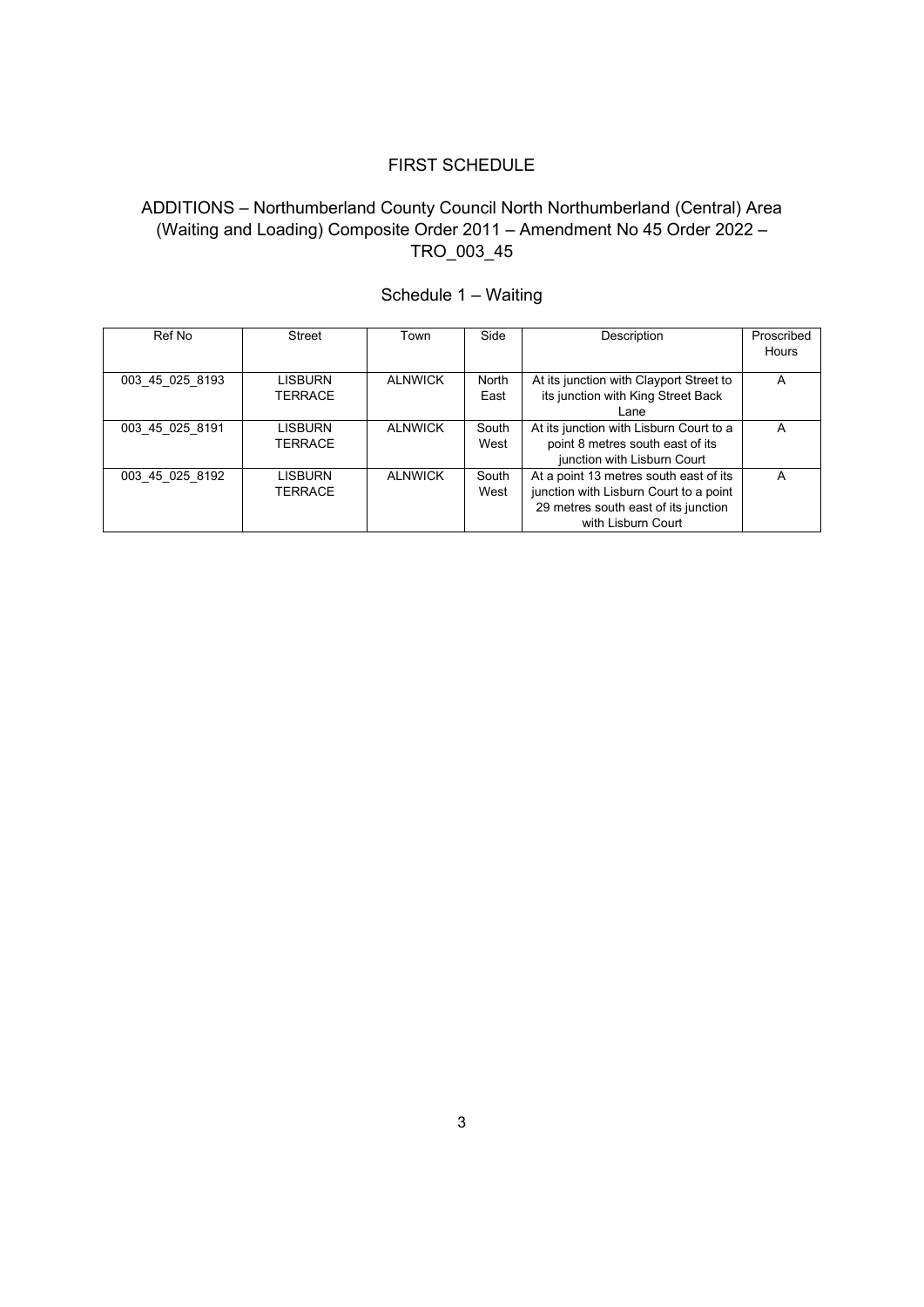## FIRST SCHEDULE

## ADDITIONS – Northumberland County Council North Northumberland (Central) Area (Waiting and Loading) Composite Order 2011 – Amendment No 45 Order 2022 – TRO_003_45

### Schedule 1 – Waiting

| Ref No | Street | Town | Side | Description | Proscribed Hours |
|---|---|---|---|---|---|
| 003_45_025_8193 | LISBURN TERRACE | ALNWICK | North East | At its junction with Clayport Street to its junction with King Street Back Lane | A |
| 003_45_025_8191 | LISBURN TERRACE | ALNWICK | South West | At its junction with Lisburn Court to a point 8 metres south east of its junction with Lisburn Court | A |
| 003_45_025_8192 | LISBURN TERRACE | ALNWICK | South West | At a point 13 metres south east of its junction with Lisburn Court to a point 29 metres south east of its junction with Lisburn Court | A |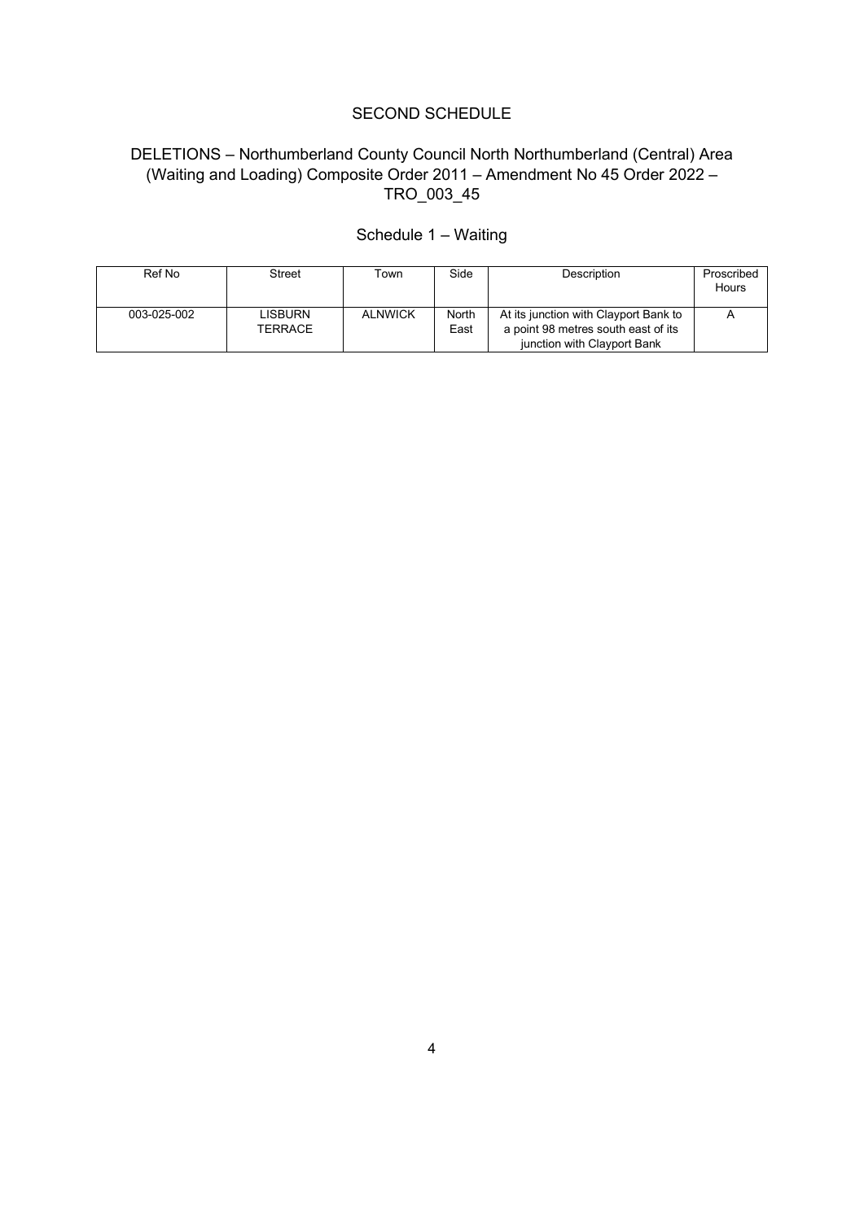# SECOND SCHEDULE

## DELETIONS – Northumberland County Council North Northumberland (Central) Area (Waiting and Loading) Composite Order 2011 – Amendment No 45 Order 2022 – TRO_003_45

### Schedule 1 – Waiting

| Ref No | Street | Town | Side | Description | Proscribed Hours |
|---|---|---|---|---|---|
| 003-025-002 | LISBURN TERRACE | ALNWICK | North East | At its junction with Clayport Bank to a point 98 metres south east of its junction with Clayport Bank | A |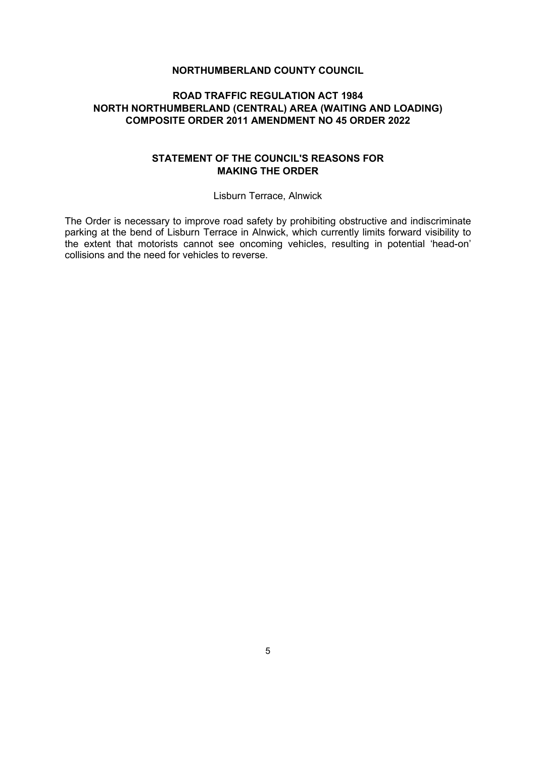**NORTHUMBERLAND COUNTY COUNCIL**

**ROAD TRAFFIC REGULATION ACT 1984**
**NORTH NORTHUMBERLAND (CENTRAL) AREA (WAITING AND LOADING) COMPOSITE ORDER 2011 AMENDMENT NO 45 ORDER 2022**

## STATEMENT OF THE COUNCIL'S REASONS FOR MAKING THE ORDER

Lisburn Terrace, Alnwick

The Order is necessary to improve road safety by prohibiting obstructive and indiscriminate parking at the bend of Lisburn Terrace in Alnwick, which currently limits forward visibility to the extent that motorists cannot see oncoming vehicles, resulting in potential 'head-on' collisions and the need for vehicles to reverse.